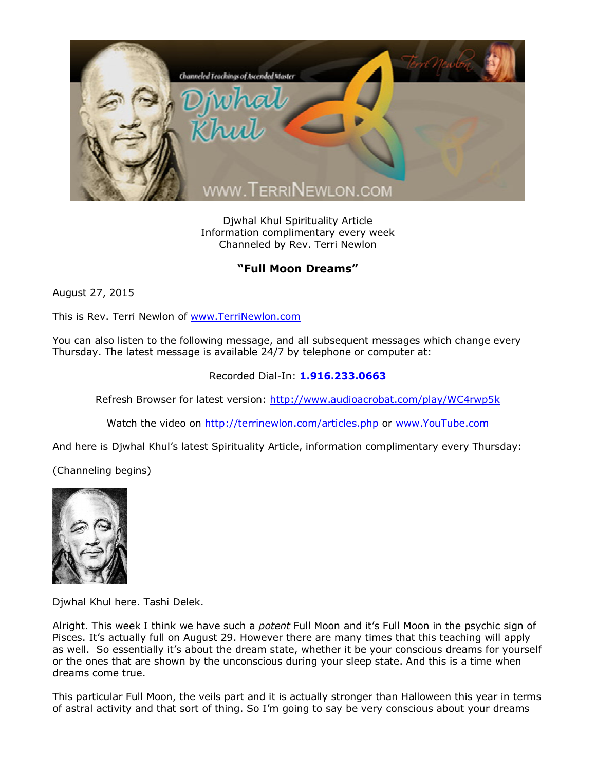Djwhal Khul Spirituality Article
Information complimentary every week
Channeled by Rev. Terri Newlon

## "Full Moon Dreams"

August 27, 2015

This is Rev. Terri Newlon of [www.TerriNewlon.com](http://www.TerriNewlon.com)

You can also listen to the following message, and all subsequent messages which change every Thursday. The latest message is available 24/7 by telephone or computer at:

Recorded Dial-In: **1.916.233.0663**

Refresh Browser for latest version: [http://www.audioacrobat.com/play/WC4rwp5k](http://www.audioacrobat.com/play/WC4rwp5k)

Watch the video on [http://terrinewlon.com/articles.php](http://terrinewlon.com/articles.php) or [www.YouTube.com](http://www.YouTube.com)

And here is Djwhal Khul's latest Spirituality Article, information complimentary every Thursday:

(Channeling begins)

Djwhal Khul here. Tashi Delek.

Alright. This week I think we have such a *potent* Full Moon and it's Full Moon in the psychic sign of Pisces. It's actually full on August 29. However there are many times that this teaching will apply as well. So essentially it's about the dream state, whether it be your conscious dreams for yourself or the ones that are shown by the unconscious during your sleep state. And this is a time when dreams come true.

This particular Full Moon, the veils part and it is actually stronger than Halloween this year in terms of astral activity and that sort of thing. So I'm going to say be very conscious about your dreams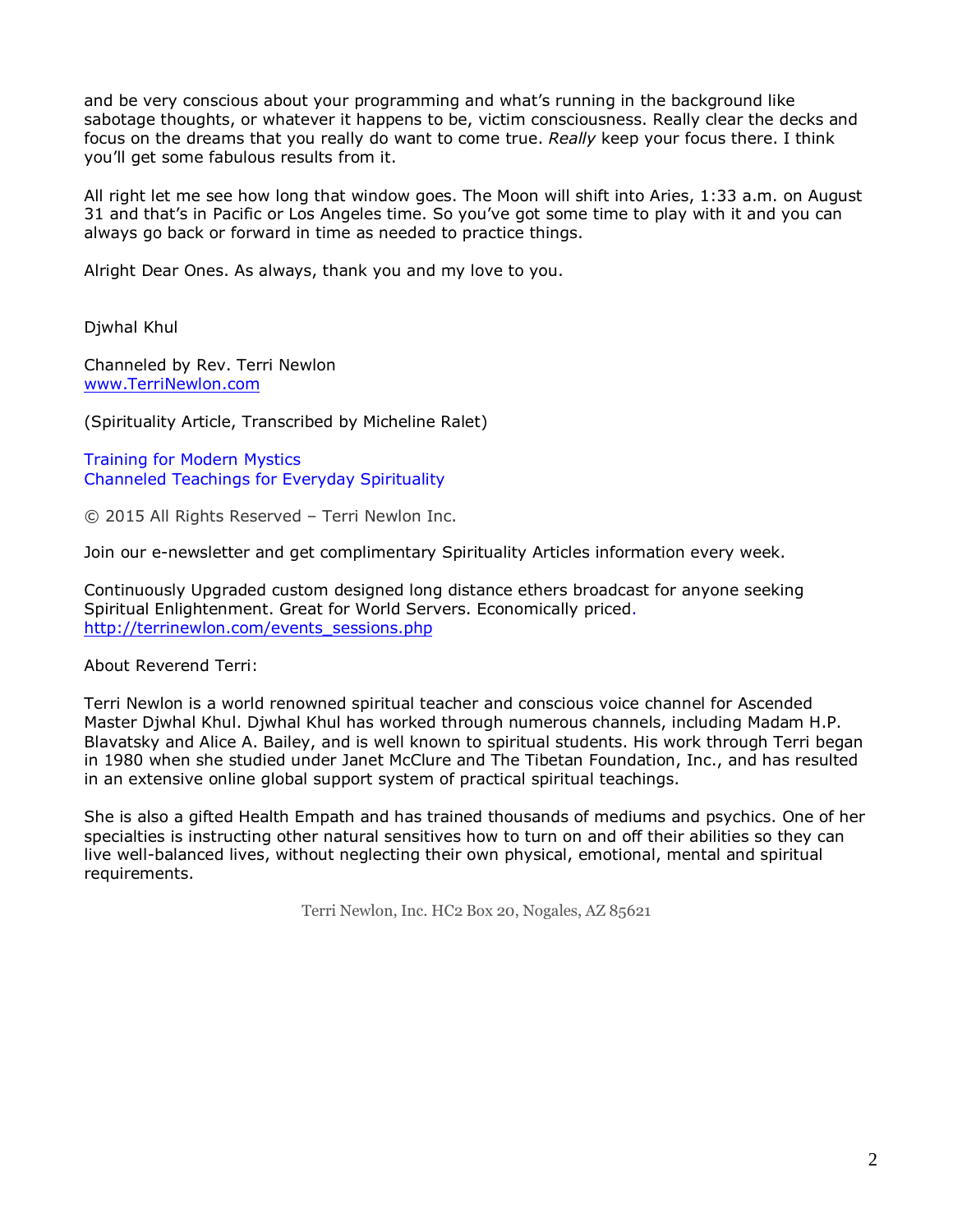and be very conscious about your programming and what's running in the background like sabotage thoughts, or whatever it happens to be, victim consciousness. Really clear the decks and focus on the dreams that you really do want to come true. *Really* keep your focus there. I think you'll get some fabulous results from it.

All right let me see how long that window goes. The Moon will shift into Aries, 1:33 a.m. on August 31 and that's in Pacific or Los Angeles time. So you've got some time to play with it and you can always go back or forward in time as needed to practice things.

Alright Dear Ones. As always, thank you and my love to you.

Djwhal Khul

Channeled by Rev. Terri Newlon
www.TerriNewlon.com

(Spirituality Article, Transcribed by Micheline Ralet)

Training for Modern Mystics
Channeled Teachings for Everyday Spirituality

© 2015 All Rights Reserved – Terri Newlon Inc.

Join our e-newsletter and get complimentary Spirituality Articles information every week.

Continuously Upgraded custom designed long distance ethers broadcast for anyone seeking Spiritual Enlightenment. Great for World Servers. Economically priced.
http://terrinewlon.com/events_sessions.php

About Reverend Terri:

Terri Newlon is a world renowned spiritual teacher and conscious voice channel for Ascended Master Djwhal Khul. Djwhal Khul has worked through numerous channels, including Madam H.P. Blavatsky and Alice A. Bailey, and is well known to spiritual students. His work through Terri began in 1980 when she studied under Janet McClure and The Tibetan Foundation, Inc., and has resulted in an extensive online global support system of practical spiritual teachings.

She is also a gifted Health Empath and has trained thousands of mediums and psychics. One of her specialties is instructing other natural sensitives how to turn on and off their abilities so they can live well-balanced lives, without neglecting their own physical, emotional, mental and spiritual requirements.

Terri Newlon, Inc. HC2 Box 20, Nogales, AZ 85621